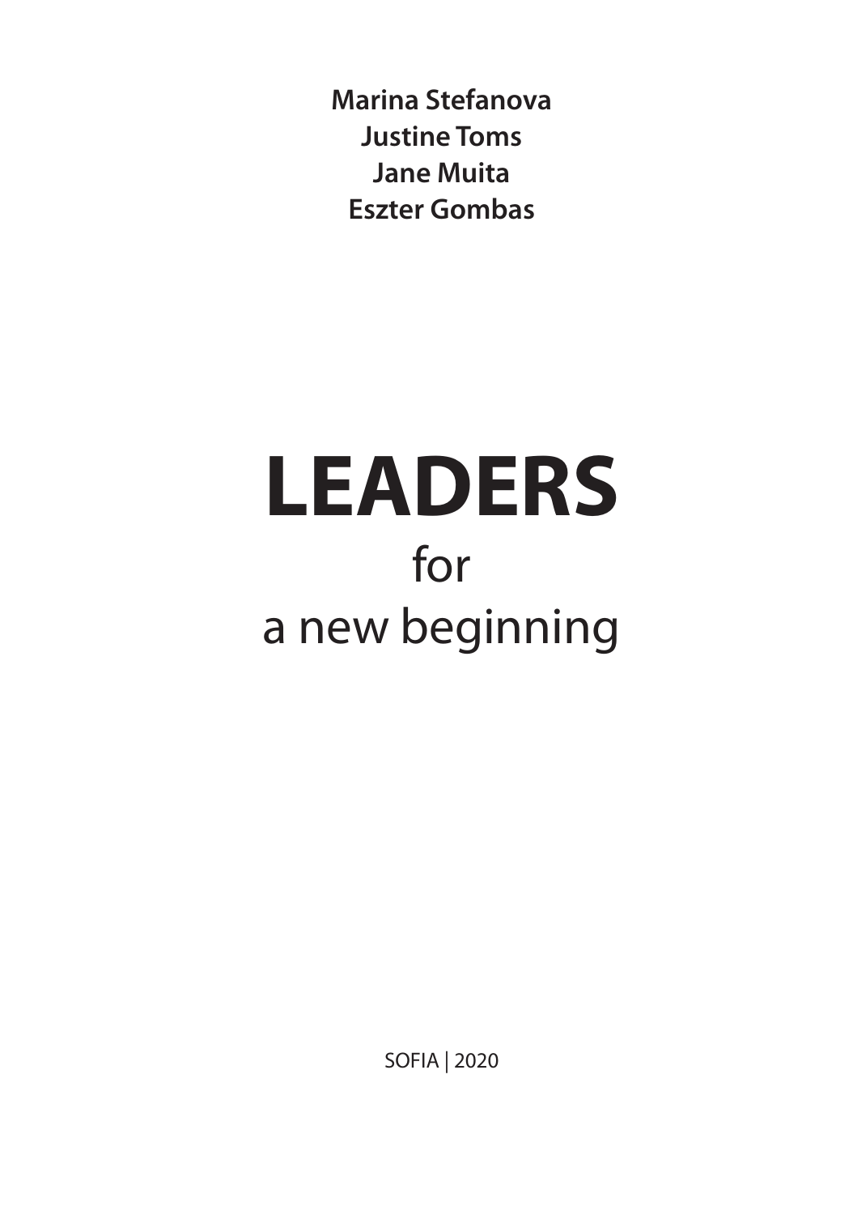**Marina Stefanova**
**Justine Toms**
**Jane Muita**
**Eszter Gombas**

# LEADERS
## for
## a new beginning

SOFIA | 2020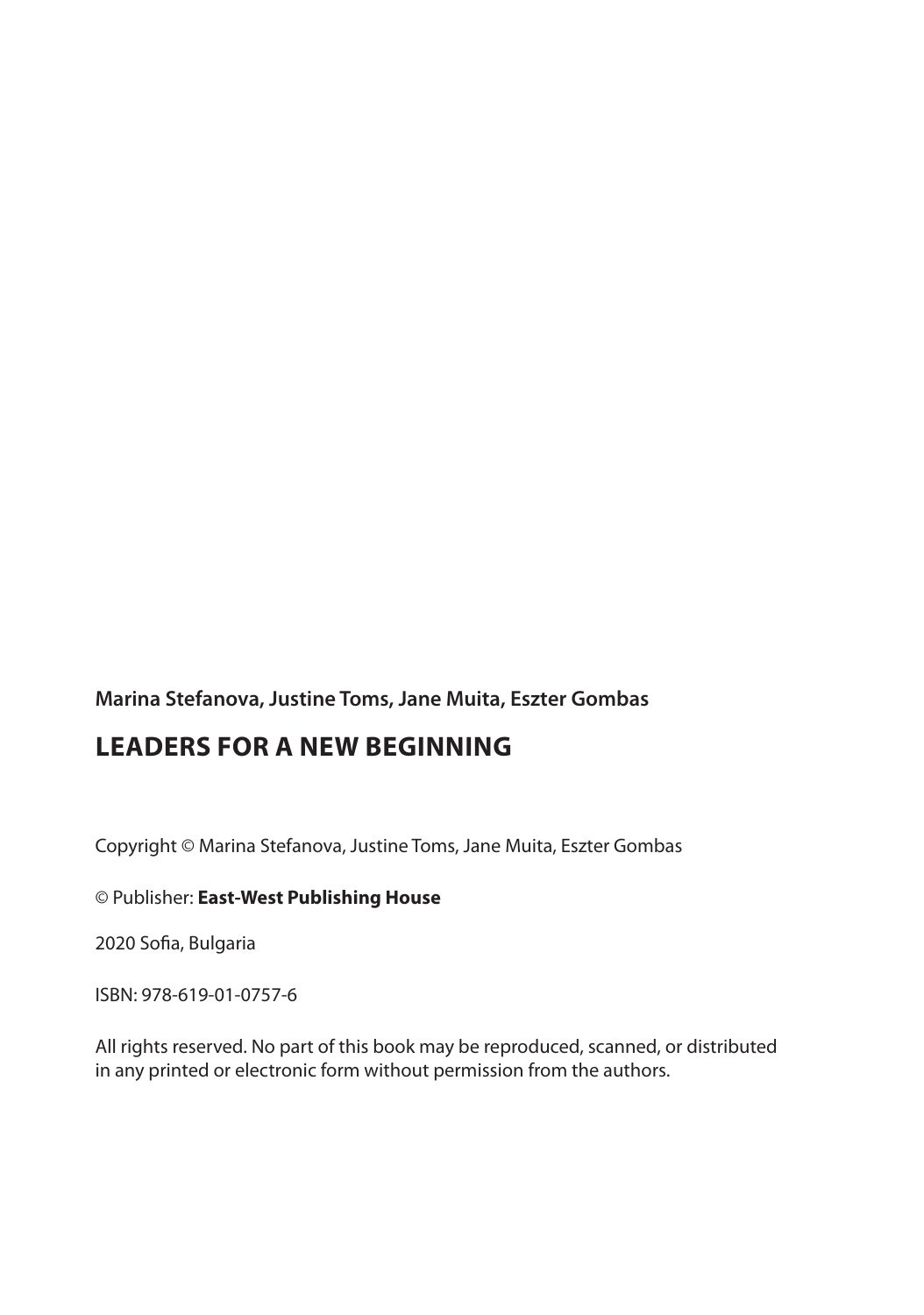**Marina Stefanova, Justine Toms, Jane Muita, Eszter Gombas**

# LEADERS FOR A NEW BEGINNING

Copyright © Marina Stefanova, Justine Toms, Jane Muita, Eszter Gombas

© Publisher: **East-West Publishing House**

2020 Sofia, Bulgaria

ISBN: 978-619-01-0757-6

All rights reserved. No part of this book may be reproduced, scanned, or distributed in any printed or electronic form without permission from the authors.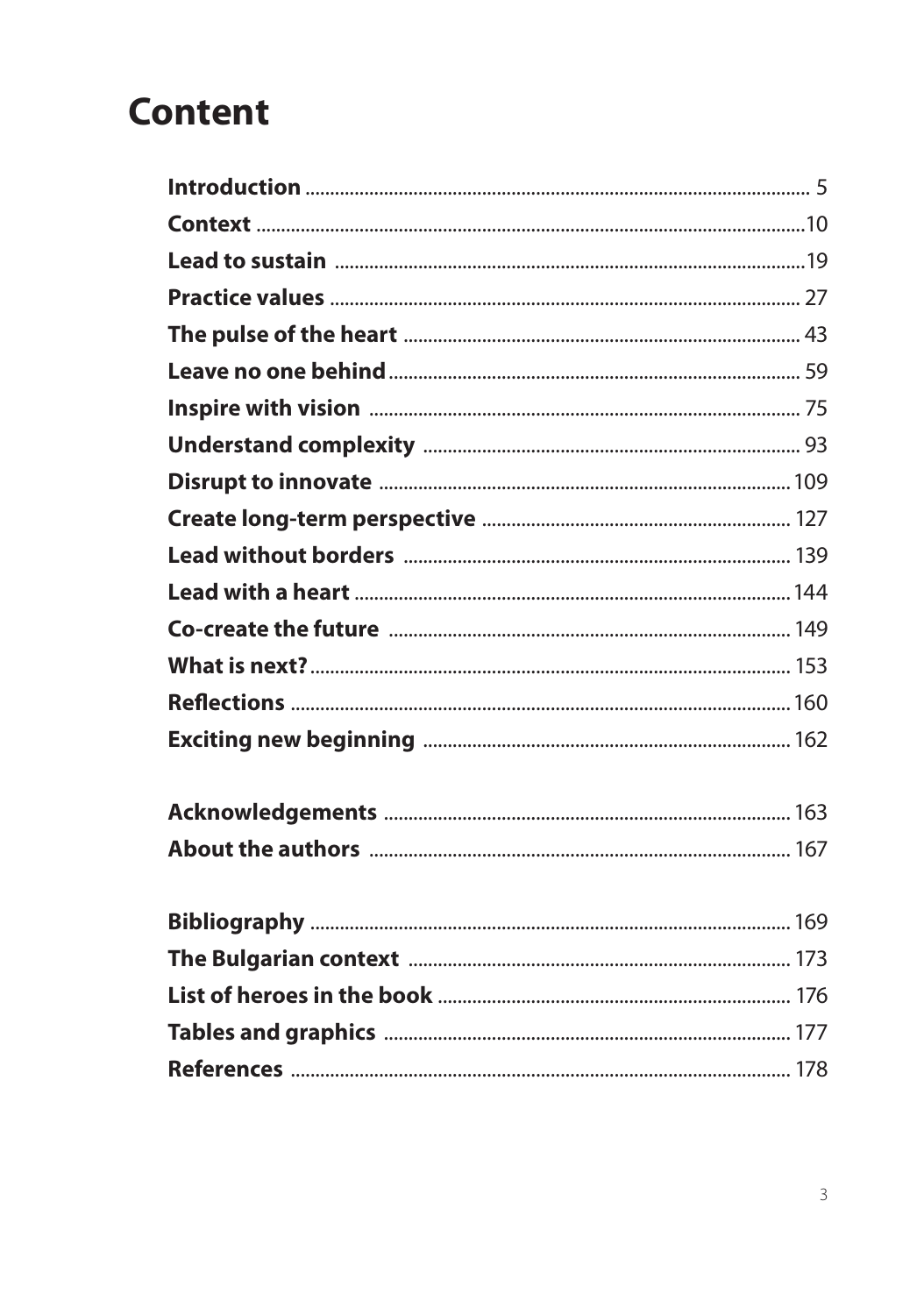# Content

| | |
|---|---|
| **Introduction** | 5 |
| **Context** | 10 |
| **Lead to sustain** | 19 |
| **Practice values** | 27 |
| **The pulse of the heart** | 43 |
| **Leave no one behind** | 59 |
| **Inspire with vision** | 75 |
| **Understand complexity** | 93 |
| **Disrupt to innovate** | 109 |
| **Create long-term perspective** | 127 |
| **Lead without borders** | 139 |
| **Lead with a heart** | 144 |
| **Co-create the future** | 149 |
| **What is next?** | 153 |
| **Reflections** | 160 |
| **Exciting new beginning** | 162 |
| | |
| **Acknowledgements** | 163 |
| **About the authors** | 167 |
| | |
| **Bibliography** | 169 |
| **The Bulgarian context** | 173 |
| **List of heroes in the book** | 176 |
| **Tables and graphics** | 177 |
| **References** | 178 |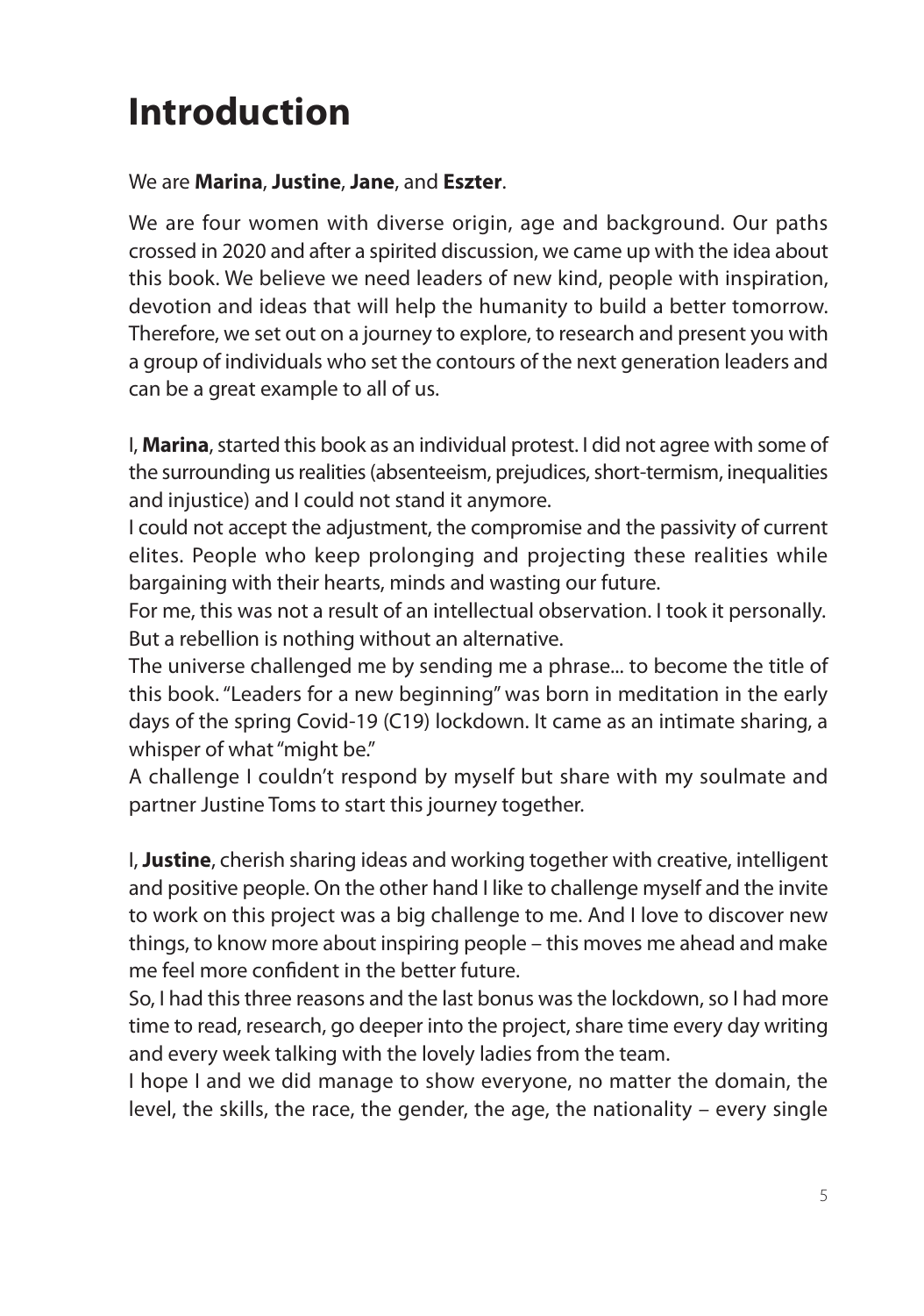# Introduction

We are **Marina**, **Justine**, **Jane**, and **Eszter**.

We are four women with diverse origin, age and background. Our paths crossed in 2020 and after a spirited discussion, we came up with the idea about this book. We believe we need leaders of new kind, people with inspiration, devotion and ideas that will help the humanity to build a better tomorrow. Therefore, we set out on a journey to explore, to research and present you with a group of individuals who set the contours of the next generation leaders and can be a great example to all of us.

I, **Marina**, started this book as an individual protest. I did not agree with some of the surrounding us realities (absenteeism, prejudices, short-termism, inequalities and injustice) and I could not stand it anymore.
I could not accept the adjustment, the compromise and the passivity of current elites. People who keep prolonging and projecting these realities while bargaining with their hearts, minds and wasting our future.
For me, this was not a result of an intellectual observation. I took it personally. But a rebellion is nothing without an alternative.
The universe challenged me by sending me a phrase... to become the title of this book. "Leaders for a new beginning" was born in meditation in the early days of the spring Covid-19 (C19) lockdown. It came as an intimate sharing, a whisper of what "might be."
A challenge I couldn't respond by myself but share with my soulmate and partner Justine Toms to start this journey together.

I, **Justine**, cherish sharing ideas and working together with creative, intelligent and positive people. On the other hand I like to challenge myself and the invite to work on this project was a big challenge to me. And I love to discover new things, to know more about inspiring people – this moves me ahead and make me feel more confident in the better future.
So, I had this three reasons and the last bonus was the lockdown, so I had more time to read, research, go deeper into the project, share time every day writing and every week talking with the lovely ladies from the team.
I hope I and we did manage to show everyone, no matter the domain, the level, the skills, the race, the gender, the age, the nationality – every single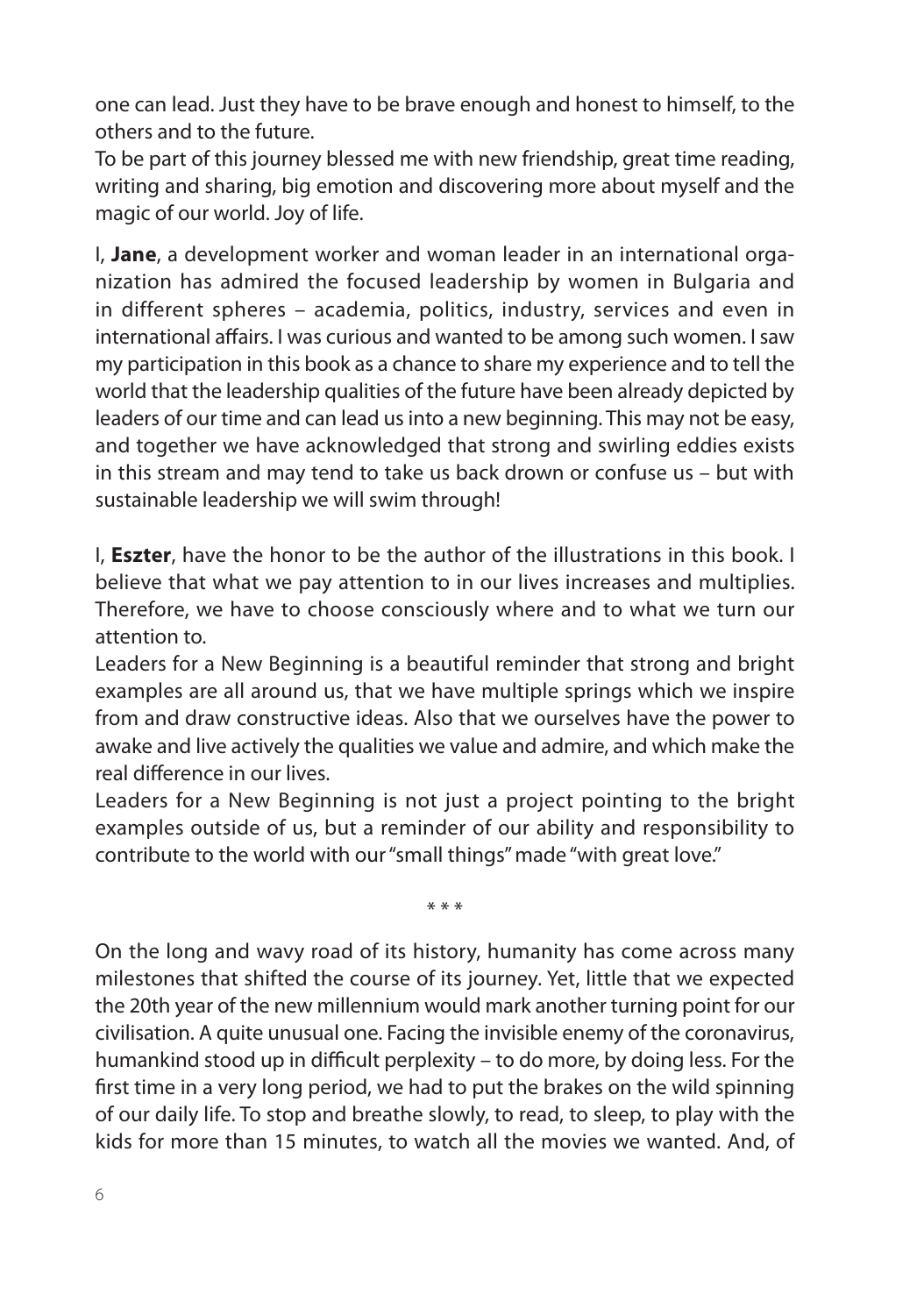one can lead. Just they have to be brave enough and honest to himself, to the others and to the future.

To be part of this journey blessed me with new friendship, great time reading, writing and sharing, big emotion and discovering more about myself and the magic of our world. Joy of life.

I, **Jane**, a development worker and woman leader in an international organization has admired the focused leadership by women in Bulgaria and in different spheres – academia, politics, industry, services and even in international affairs. I was curious and wanted to be among such women. I saw my participation in this book as a chance to share my experience and to tell the world that the leadership qualities of the future have been already depicted by leaders of our time and can lead us into a new beginning. This may not be easy, and together we have acknowledged that strong and swirling eddies exists in this stream and may tend to take us back drown or confuse us – but with sustainable leadership we will swim through!

I, **Eszter**, have the honor to be the author of the illustrations in this book. I believe that what we pay attention to in our lives increases and multiplies. Therefore, we have to choose consciously where and to what we turn our attention to.

Leaders for a New Beginning is a beautiful reminder that strong and bright examples are all around us, that we have multiple springs which we inspire from and draw constructive ideas. Also that we ourselves have the power to awake and live actively the qualities we value and admire, and which make the real difference in our lives.

Leaders for a New Beginning is not just a project pointing to the bright examples outside of us, but a reminder of our ability and responsibility to contribute to the world with our "small things" made "with great love."

\* \* \*

On the long and wavy road of its history, humanity has come across many milestones that shifted the course of its journey. Yet, little that we expected the 20th year of the new millennium would mark another turning point for our civilisation. A quite unusual one. Facing the invisible enemy of the coronavirus, humankind stood up in difficult perplexity – to do more, by doing less. For the first time in a very long period, we had to put the brakes on the wild spinning of our daily life. To stop and breathe slowly, to read, to sleep, to play with the kids for more than 15 minutes, to watch all the movies we wanted. And, of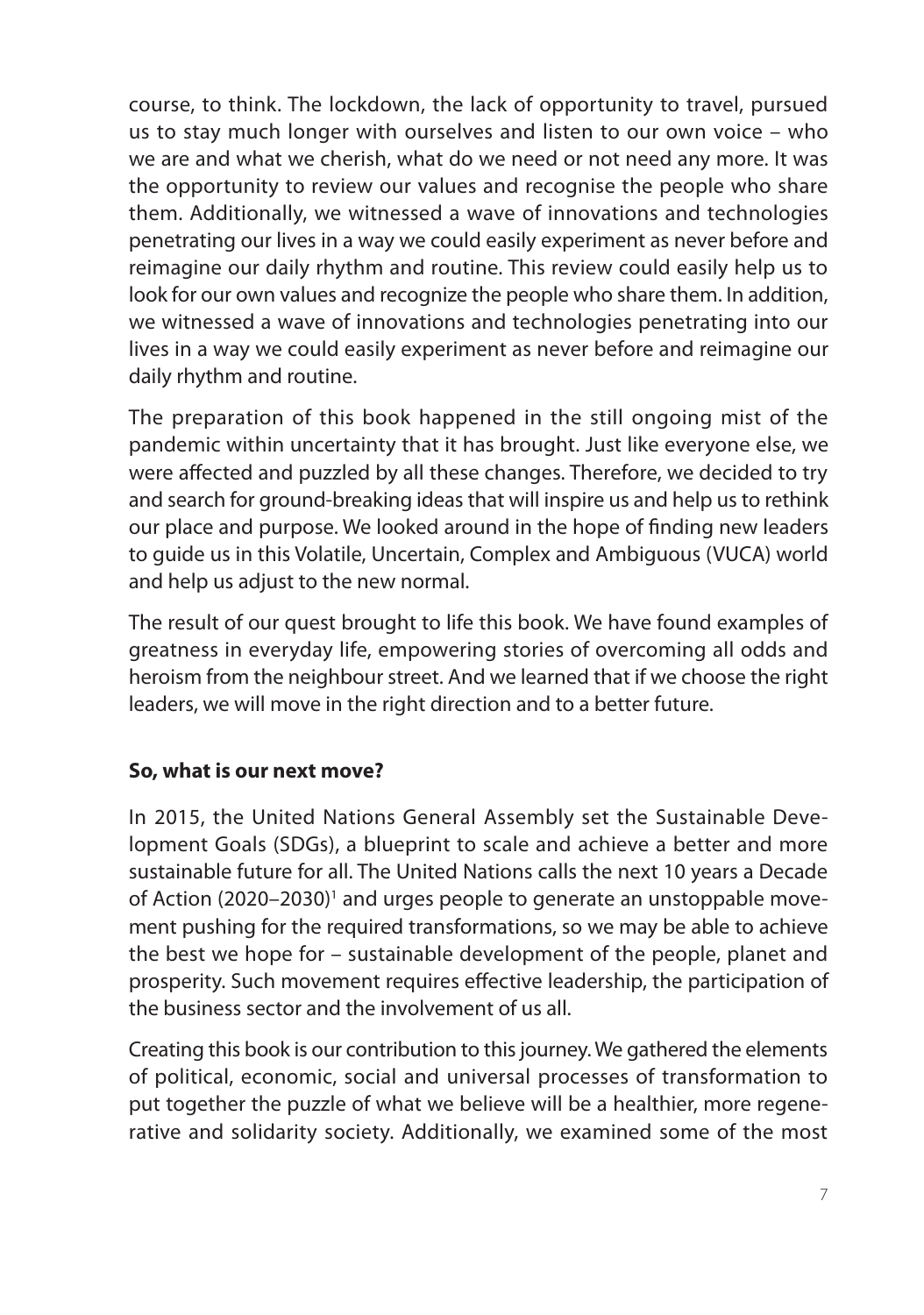course, to think. The lockdown, the lack of opportunity to travel, pursued us to stay much longer with ourselves and listen to our own voice – who we are and what we cherish, what do we need or not need any more. It was the opportunity to review our values and recognise the people who share them. Additionally, we witnessed a wave of innovations and technologies penetrating our lives in a way we could easily experiment as never before and reimagine our daily rhythm and routine. This review could easily help us to look for our own values and recognize the people who share them. In addition, we witnessed a wave of innovations and technologies penetrating into our lives in a way we could easily experiment as never before and reimagine our daily rhythm and routine.

The preparation of this book happened in the still ongoing mist of the pandemic within uncertainty that it has brought. Just like everyone else, we were affected and puzzled by all these changes. Therefore, we decided to try and search for ground-breaking ideas that will inspire us and help us to rethink our place and purpose. We looked around in the hope of finding new leaders to guide us in this Volatile, Uncertain, Complex and Ambiguous (VUCA) world and help us adjust to the new normal.

The result of our quest brought to life this book. We have found examples of greatness in everyday life, empowering stories of overcoming all odds and heroism from the neighbour street. And we learned that if we choose the right leaders, we will move in the right direction and to a better future.

**So, what is our next move?**

In 2015, the United Nations General Assembly set the Sustainable Development Goals (SDGs), a blueprint to scale and achieve a better and more sustainable future for all. The United Nations calls the next 10 years a Decade of Action (2020–2030)[1] and urges people to generate an unstoppable movement pushing for the required transformations, so we may be able to achieve the best we hope for – sustainable development of the people, planet and prosperity. Such movement requires effective leadership, the participation of the business sector and the involvement of us all.

Creating this book is our contribution to this journey. We gathered the elements of political, economic, social and universal processes of transformation to put together the puzzle of what we believe will be a healthier, more regenerative and solidarity society. Additionally, we examined some of the most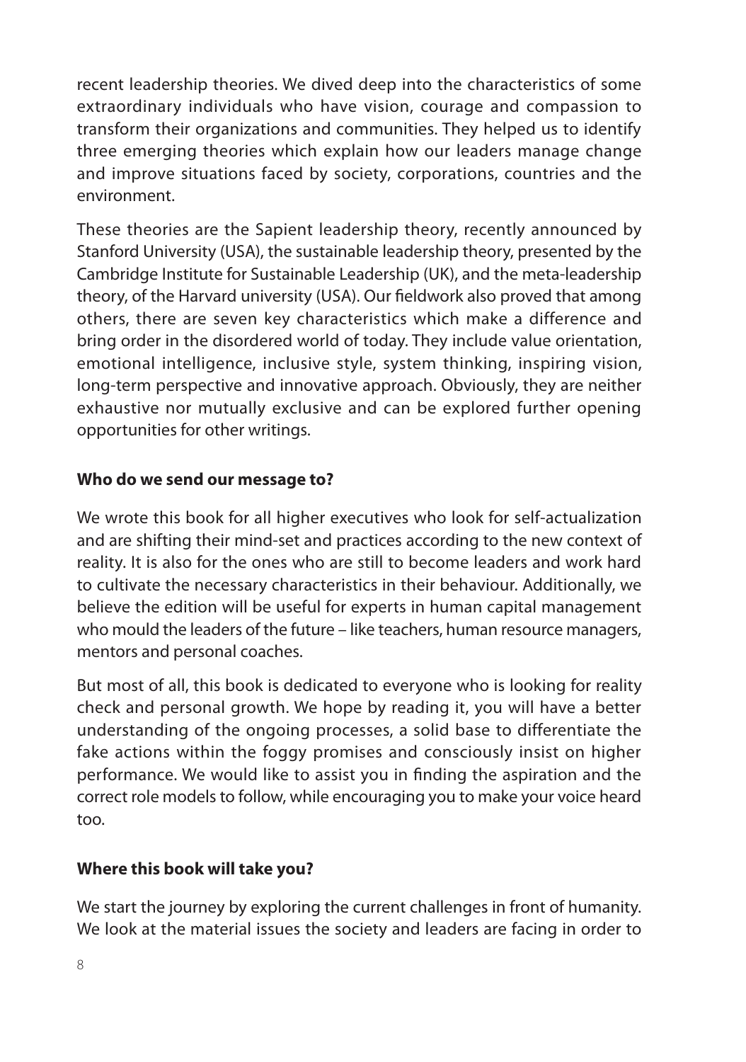recent leadership theories. We dived deep into the characteristics of some extraordinary individuals who have vision, courage and compassion to transform their organizations and communities. They helped us to identify three emerging theories which explain how our leaders manage change and improve situations faced by society, corporations, countries and the environment.

These theories are the Sapient leadership theory, recently announced by Stanford University (USA), the sustainable leadership theory, presented by the Cambridge Institute for Sustainable Leadership (UK), and the meta-leadership theory, of the Harvard university (USA). Our fieldwork also proved that among others, there are seven key characteristics which make a difference and bring order in the disordered world of today. They include value orientation, emotional intelligence, inclusive style, system thinking, inspiring vision, long-term perspective and innovative approach. Obviously, they are neither exhaustive nor mutually exclusive and can be explored further opening opportunities for other writings.

**Who do we send our message to?**

We wrote this book for all higher executives who look for self-actualization and are shifting their mind-set and practices according to the new context of reality. It is also for the ones who are still to become leaders and work hard to cultivate the necessary characteristics in their behaviour. Additionally, we believe the edition will be useful for experts in human capital management who mould the leaders of the future – like teachers, human resource managers, mentors and personal coaches.

But most of all, this book is dedicated to everyone who is looking for reality check and personal growth. We hope by reading it, you will have a better understanding of the ongoing processes, a solid base to differentiate the fake actions within the foggy promises and consciously insist on higher performance. We would like to assist you in finding the aspiration and the correct role models to follow, while encouraging you to make your voice heard too.

**Where this book will take you?**

We start the journey by exploring the current challenges in front of humanity. We look at the material issues the society and leaders are facing in order to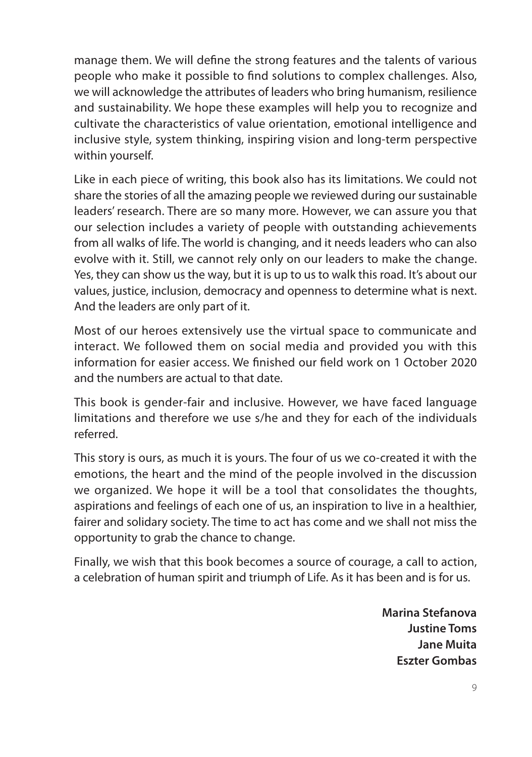manage them. We will define the strong features and the talents of various people who make it possible to find solutions to complex challenges. Also, we will acknowledge the attributes of leaders who bring humanism, resilience and sustainability. We hope these examples will help you to recognize and cultivate the characteristics of value orientation, emotional intelligence and inclusive style, system thinking, inspiring vision and long-term perspective within yourself.

Like in each piece of writing, this book also has its limitations. We could not share the stories of all the amazing people we reviewed during our sustainable leaders' research. There are so many more. However, we can assure you that our selection includes a variety of people with outstanding achievements from all walks of life. The world is changing, and it needs leaders who can also evolve with it. Still, we cannot rely only on our leaders to make the change. Yes, they can show us the way, but it is up to us to walk this road. It's about our values, justice, inclusion, democracy and openness to determine what is next. And the leaders are only part of it.

Most of our heroes extensively use the virtual space to communicate and interact. We followed them on social media and provided you with this information for easier access. We finished our field work on 1 October 2020 and the numbers are actual to that date.

This book is gender-fair and inclusive. However, we have faced language limitations and therefore we use s/he and they for each of the individuals referred.

This story is ours, as much it is yours. The four of us we co-created it with the emotions, the heart and the mind of the people involved in the discussion we organized. We hope it will be a tool that consolidates the thoughts, aspirations and feelings of each one of us, an inspiration to live in a healthier, fairer and solidary society. The time to act has come and we shall not miss the opportunity to grab the chance to change.

Finally, we wish that this book becomes a source of courage, a call to action, a celebration of human spirit and triumph of Life. As it has been and is for us.

**Marina Stefanova**
**Justine Toms**
**Jane Muita**
**Eszter Gombas**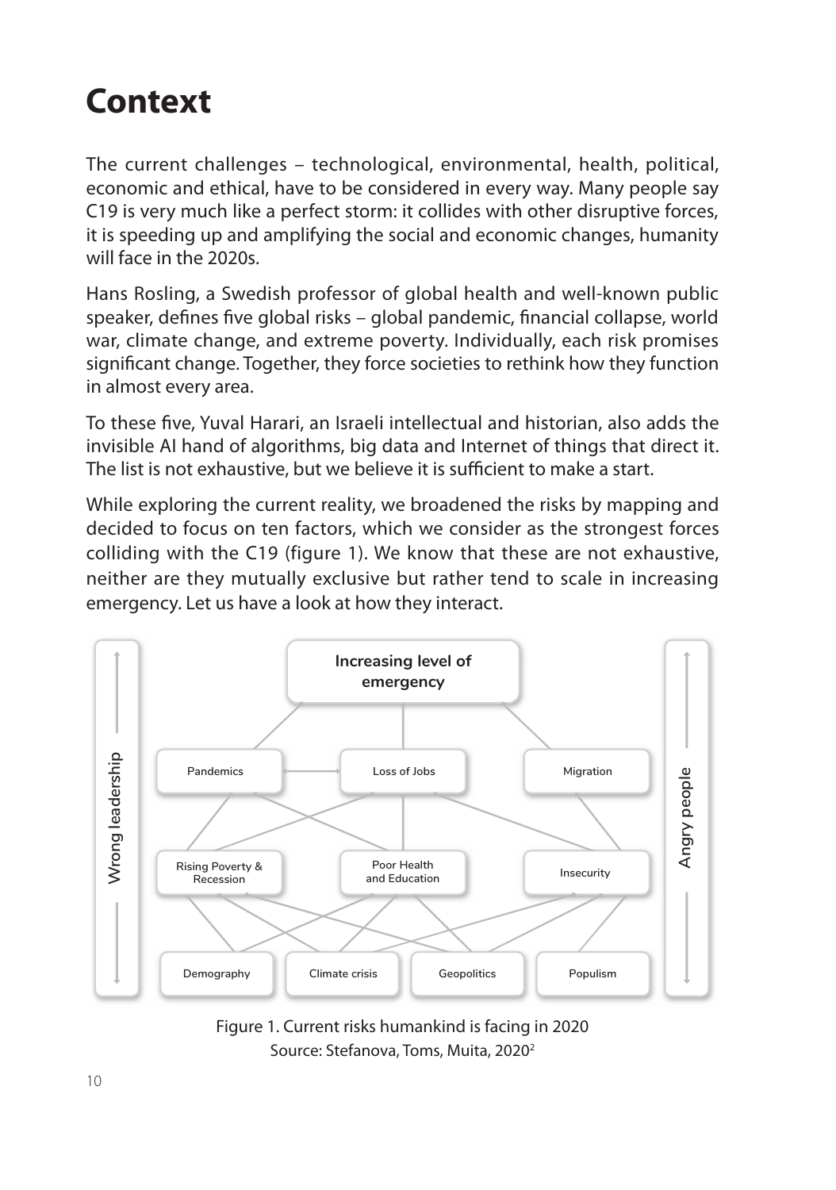# Context

The current challenges – technological, environmental, health, political, economic and ethical, have to be considered in every way. Many people say C19 is very much like a perfect storm: it collides with other disruptive forces, it is speeding up and amplifying the social and economic changes, humanity will face in the 2020s.

Hans Rosling, a Swedish professor of global health and well-known public speaker, defines five global risks – global pandemic, financial collapse, world war, climate change, and extreme poverty. Individually, each risk promises significant change. Together, they force societies to rethink how they function in almost every area.

To these five, Yuval Harari, an Israeli intellectual and historian, also adds the invisible AI hand of algorithms, big data and Internet of things that direct it. The list is not exhaustive, but we believe it is sufficient to make a start.

While exploring the current reality, we broadened the risks by mapping and decided to focus on ten factors, which we consider as the strongest forces colliding with the C19 (figure 1). We know that these are not exhaustive, neither are they mutually exclusive but rather tend to scale in increasing emergency. Let us have a look at how they interact.

Figure 1. Current risks humankind is facing in 2020
Source: Stefanova, Toms, Muita, 2020[2]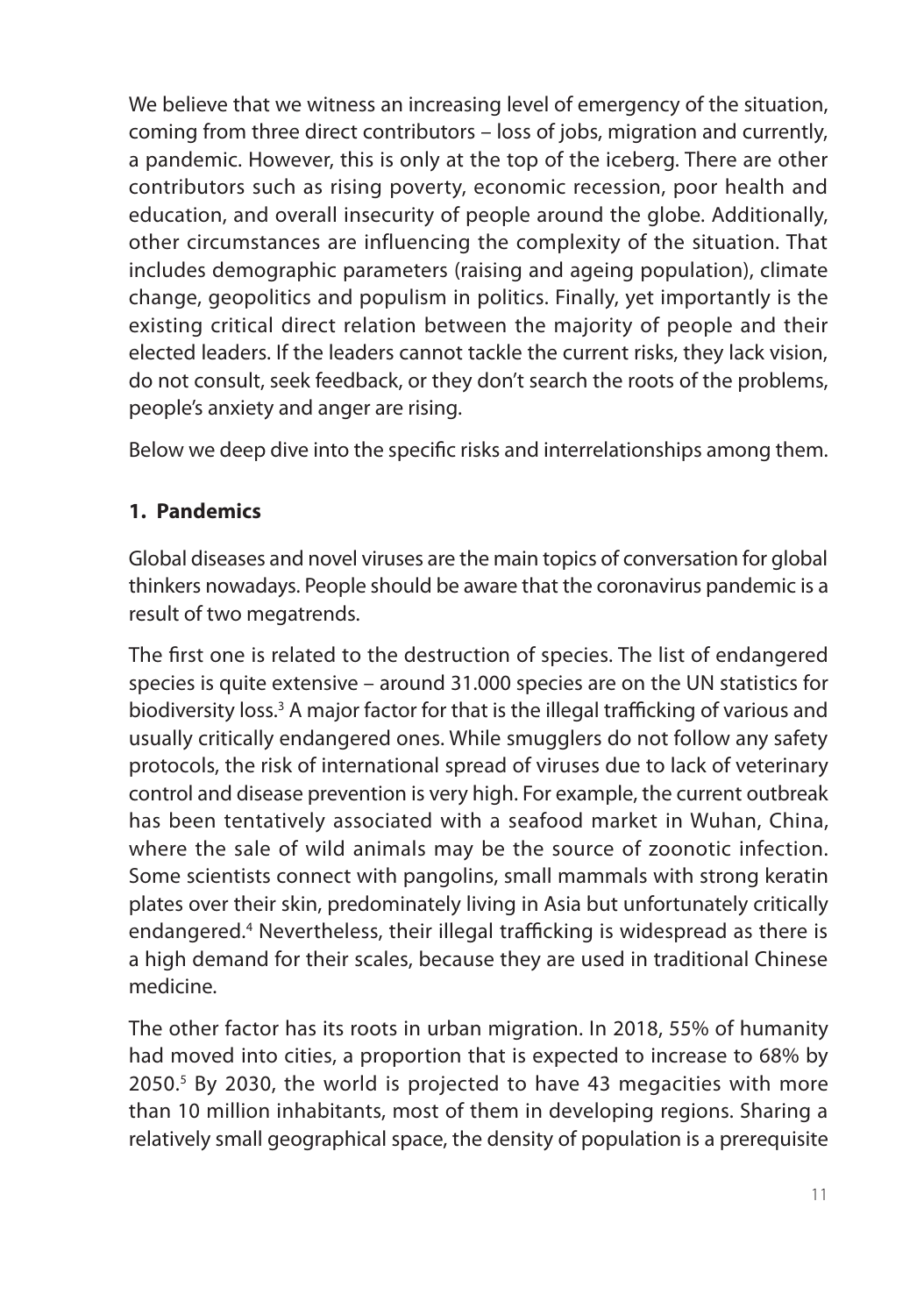We believe that we witness an increasing level of emergency of the situation, coming from three direct contributors – loss of jobs, migration and currently, a pandemic. However, this is only at the top of the iceberg. There are other contributors such as rising poverty, economic recession, poor health and education, and overall insecurity of people around the globe. Additionally, other circumstances are influencing the complexity of the situation. That includes demographic parameters (raising and ageing population), climate change, geopolitics and populism in politics. Finally, yet importantly is the existing critical direct relation between the majority of people and their elected leaders. If the leaders cannot tackle the current risks, they lack vision, do not consult, seek feedback, or they don't search the roots of the problems, people's anxiety and anger are rising.

Below we deep dive into the specific risks and interrelationships among them.

## 1. Pandemics

Global diseases and novel viruses are the main topics of conversation for global thinkers nowadays. People should be aware that the coronavirus pandemic is a result of two megatrends.

The first one is related to the destruction of species. The list of endangered species is quite extensive – around 31.000 species are on the UN statistics for biodiversity loss.[3] A major factor for that is the illegal trafficking of various and usually critically endangered ones. While smugglers do not follow any safety protocols, the risk of international spread of viruses due to lack of veterinary control and disease prevention is very high. For example, the current outbreak has been tentatively associated with a seafood market in Wuhan, China, where the sale of wild animals may be the source of zoonotic infection. Some scientists connect with pangolins, small mammals with strong keratin plates over their skin, predominately living in Asia but unfortunately critically endangered.[4] Nevertheless, their illegal trafficking is widespread as there is a high demand for their scales, because they are used in traditional Chinese medicine.

The other factor has its roots in urban migration. In 2018, 55% of humanity had moved into cities, a proportion that is expected to increase to 68% by 2050.[5] By 2030, the world is projected to have 43 megacities with more than 10 million inhabitants, most of them in developing regions. Sharing a relatively small geographical space, the density of population is a prerequisite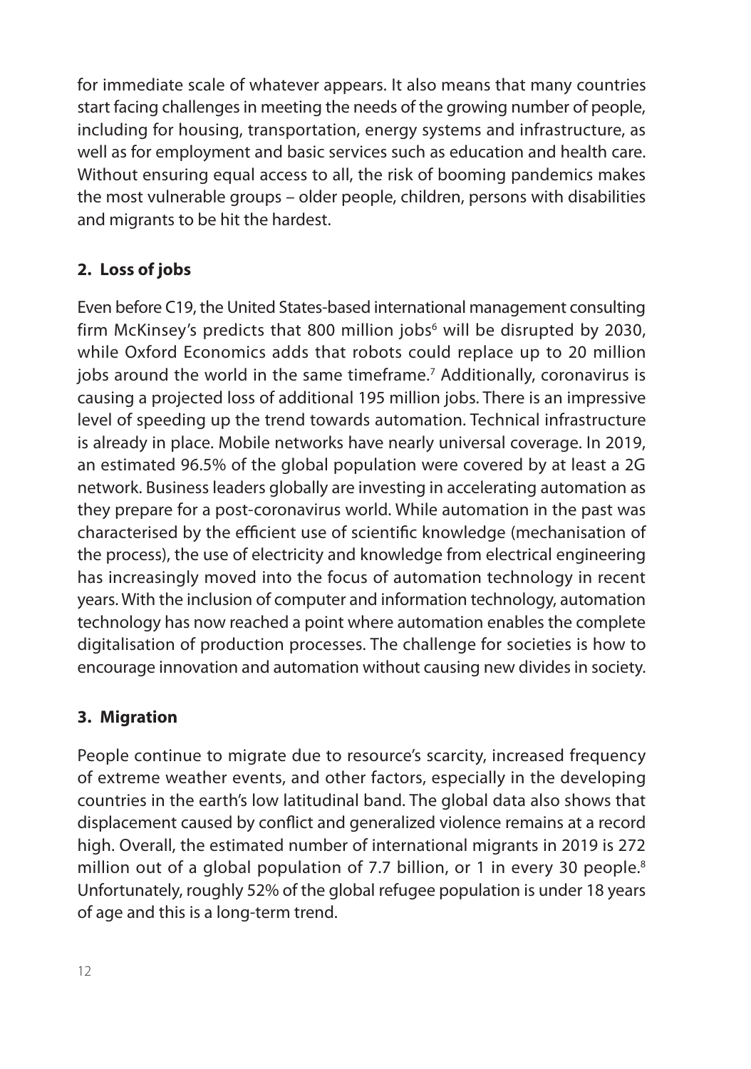for immediate scale of whatever appears. It also means that many countries start facing challenges in meeting the needs of the growing number of people, including for housing, transportation, energy systems and infrastructure, as well as for employment and basic services such as education and health care. Without ensuring equal access to all, the risk of booming pandemics makes the most vulnerable groups – older people, children, persons with disabilities and migrants to be hit the hardest.

## 2. Loss of jobs

Even before C19, the United States-based international management consulting firm McKinsey's predicts that 800 million jobs[6] will be disrupted by 2030, while Oxford Economics adds that robots could replace up to 20 million jobs around the world in the same timeframe.[7] Additionally, coronavirus is causing a projected loss of additional 195 million jobs. There is an impressive level of speeding up the trend towards automation. Technical infrastructure is already in place. Mobile networks have nearly universal coverage. In 2019, an estimated 96.5% of the global population were covered by at least a 2G network. Business leaders globally are investing in accelerating automation as they prepare for a post-coronavirus world. While automation in the past was characterised by the efficient use of scientific knowledge (mechanisation of the process), the use of electricity and knowledge from electrical engineering has increasingly moved into the focus of automation technology in recent years. With the inclusion of computer and information technology, automation technology has now reached a point where automation enables the complete digitalisation of production processes. The challenge for societies is how to encourage innovation and automation without causing new divides in society.

## 3. Migration

People continue to migrate due to resource's scarcity, increased frequency of extreme weather events, and other factors, especially in the developing countries in the earth's low latitudinal band. The global data also shows that displacement caused by conflict and generalized violence remains at a record high. Overall, the estimated number of international migrants in 2019 is 272 million out of a global population of 7.7 billion, or 1 in every 30 people.[8] Unfortunately, roughly 52% of the global refugee population is under 18 years of age and this is a long-term trend.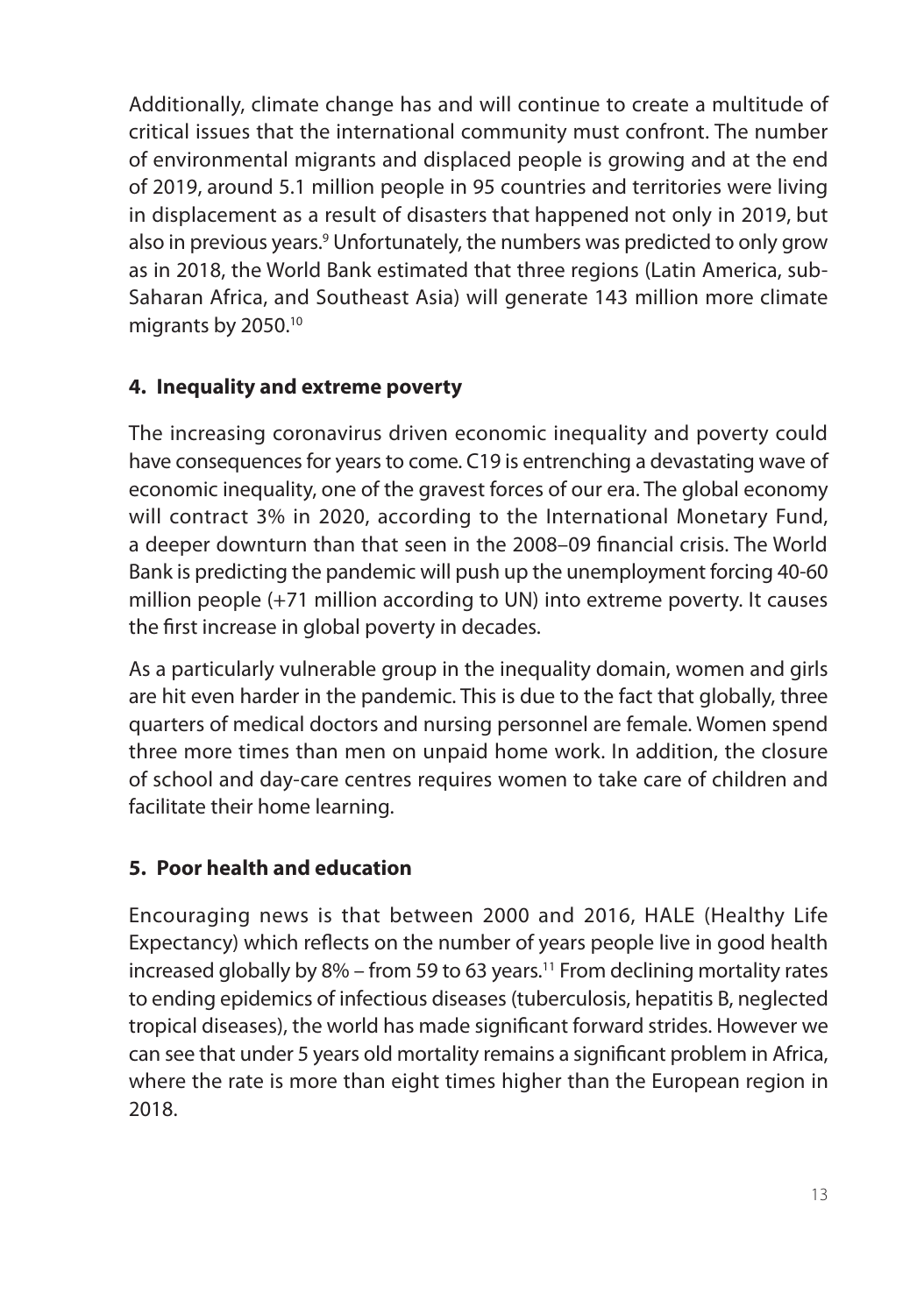Additionally, climate change has and will continue to create a multitude of critical issues that the international community must confront. The number of environmental migrants and displaced people is growing and at the end of 2019, around 5.1 million people in 95 countries and territories were living in displacement as a result of disasters that happened not only in 2019, but also in previous years.[9] Unfortunately, the numbers was predicted to only grow as in 2018, the World Bank estimated that three regions (Latin America, sub-Saharan Africa, and Southeast Asia) will generate 143 million more climate migrants by 2050.[10]

## 4. Inequality and extreme poverty

The increasing coronavirus driven economic inequality and poverty could have consequences for years to come. C19 is entrenching a devastating wave of economic inequality, one of the gravest forces of our era. The global economy will contract 3% in 2020, according to the International Monetary Fund, a deeper downturn than that seen in the 2008–09 financial crisis. The World Bank is predicting the pandemic will push up the unemployment forcing 40-60 million people (+71 million according to UN) into extreme poverty. It causes the first increase in global poverty in decades.

As a particularly vulnerable group in the inequality domain, women and girls are hit even harder in the pandemic. This is due to the fact that globally, three quarters of medical doctors and nursing personnel are female. Women spend three more times than men on unpaid home work. In addition, the closure of school and day-care centres requires women to take care of children and facilitate their home learning.

## 5. Poor health and education

Encouraging news is that between 2000 and 2016, HALE (Healthy Life Expectancy) which reflects on the number of years people live in good health increased globally by 8% – from 59 to 63 years.[11] From declining mortality rates to ending epidemics of infectious diseases (tuberculosis, hepatitis B, neglected tropical diseases), the world has made significant forward strides. However we can see that under 5 years old mortality remains a significant problem in Africa, where the rate is more than eight times higher than the European region in 2018.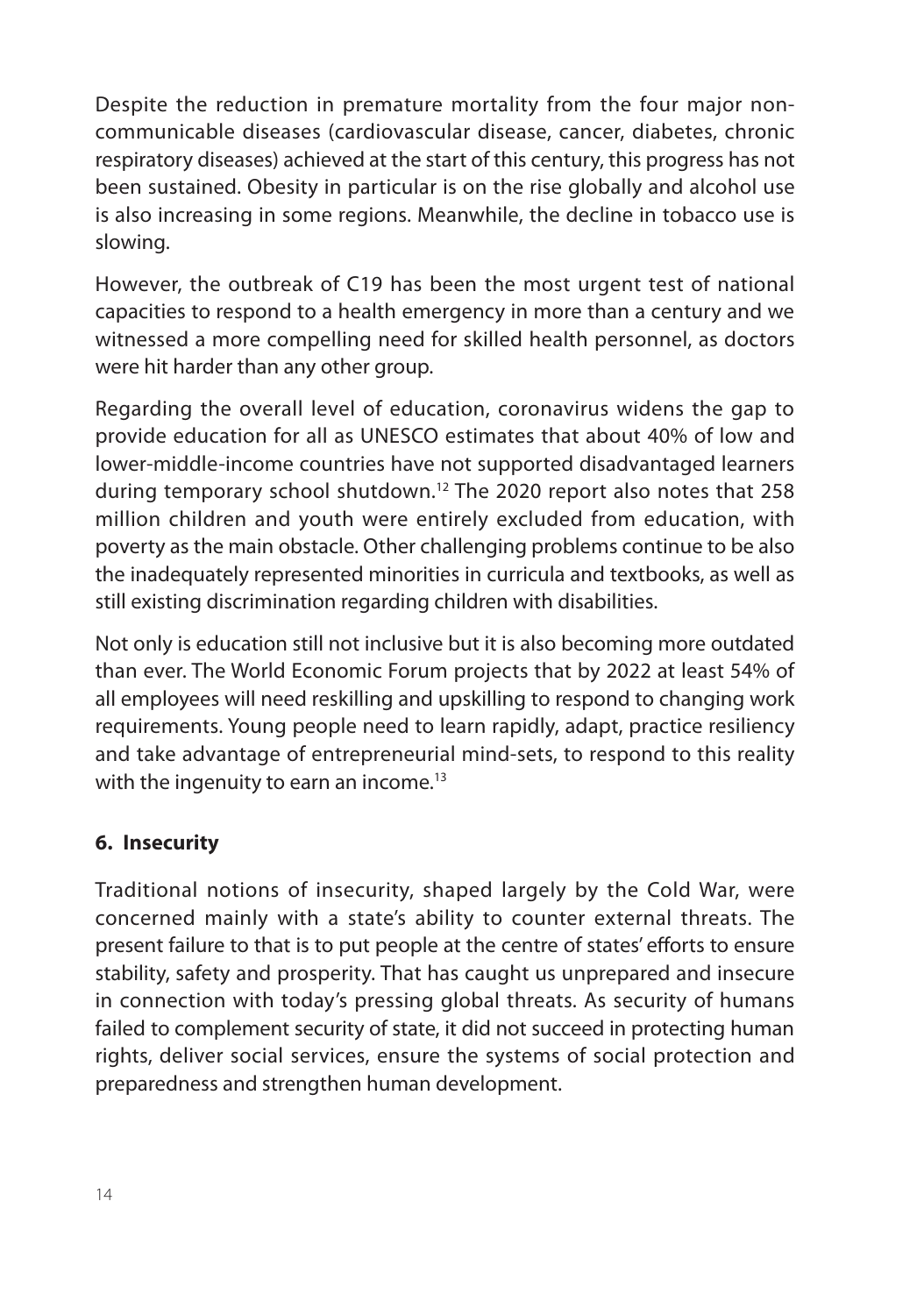Despite the reduction in premature mortality from the four major non-communicable diseases (cardiovascular disease, cancer, diabetes, chronic respiratory diseases) achieved at the start of this century, this progress has not been sustained. Obesity in particular is on the rise globally and alcohol use is also increasing in some regions. Meanwhile, the decline in tobacco use is slowing.

However, the outbreak of C19 has been the most urgent test of national capacities to respond to a health emergency in more than a century and we witnessed a more compelling need for skilled health personnel, as doctors were hit harder than any other group.

Regarding the overall level of education, coronavirus widens the gap to provide education for all as UNESCO estimates that about 40% of low and lower-middle-income countries have not supported disadvantaged learners during temporary school shutdown.[12] The 2020 report also notes that 258 million children and youth were entirely excluded from education, with poverty as the main obstacle. Other challenging problems continue to be also the inadequately represented minorities in curricula and textbooks, as well as still existing discrimination regarding children with disabilities.

Not only is education still not inclusive but it is also becoming more outdated than ever. The World Economic Forum projects that by 2022 at least 54% of all employees will need reskilling and upskilling to respond to changing work requirements. Young people need to learn rapidly, adapt, practice resiliency and take advantage of entrepreneurial mind-sets, to respond to this reality with the ingenuity to earn an income.[13]

## 6. Insecurity

Traditional notions of insecurity, shaped largely by the Cold War, were concerned mainly with a state's ability to counter external threats. The present failure to that is to put people at the centre of states' efforts to ensure stability, safety and prosperity. That has caught us unprepared and insecure in connection with today's pressing global threats. As security of humans failed to complement security of state, it did not succeed in protecting human rights, deliver social services, ensure the systems of social protection and preparedness and strengthen human development.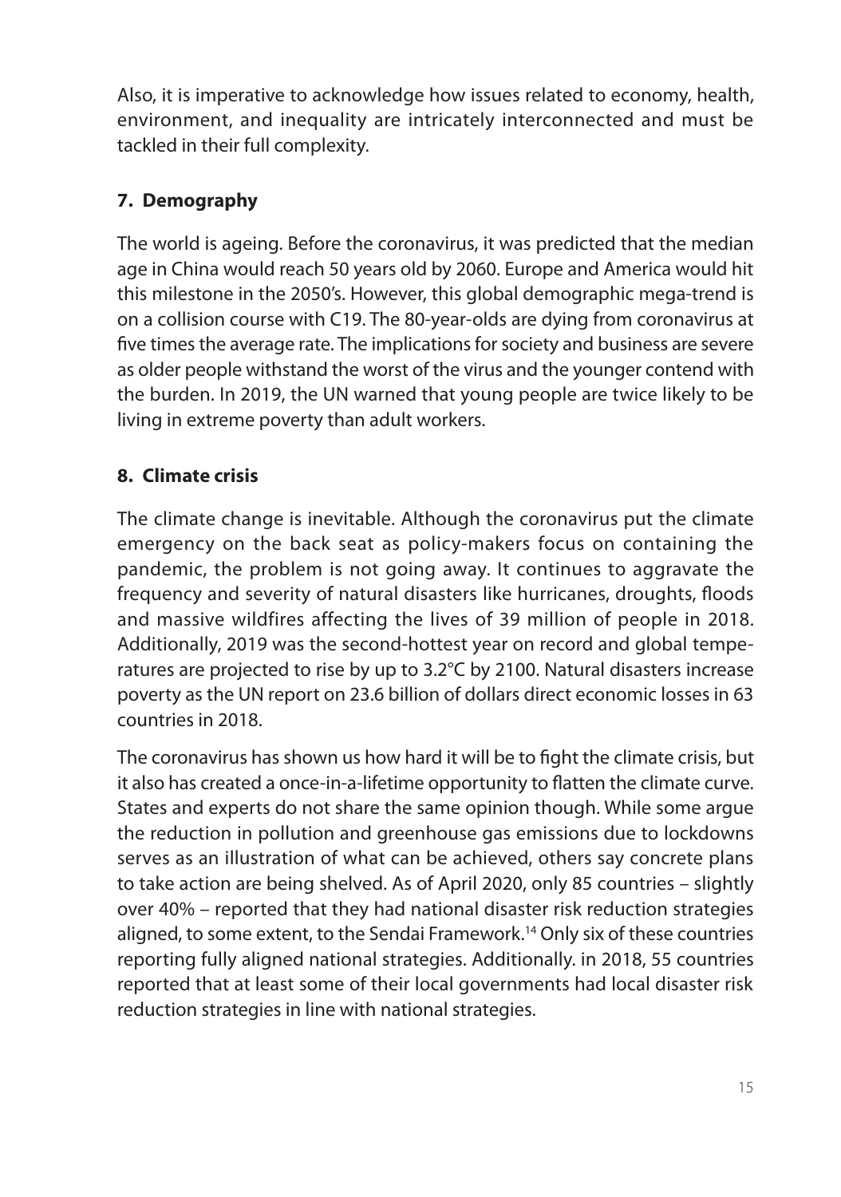Also, it is imperative to acknowledge how issues related to economy, health, environment, and inequality are intricately interconnected and must be tackled in their full complexity.

## 7. Demography

The world is ageing. Before the coronavirus, it was predicted that the median age in China would reach 50 years old by 2060. Europe and America would hit this milestone in the 2050's. However, this global demographic mega-trend is on a collision course with C19. The 80-year-olds are dying from coronavirus at five times the average rate. The implications for society and business are severe as older people withstand the worst of the virus and the younger contend with the burden. In 2019, the UN warned that young people are twice likely to be living in extreme poverty than adult workers.

## 8. Climate crisis

The climate change is inevitable. Although the coronavirus put the climate emergency on the back seat as policy-makers focus on containing the pandemic, the problem is not going away. It continues to aggravate the frequency and severity of natural disasters like hurricanes, droughts, floods and massive wildfires affecting the lives of 39 million of people in 2018. Additionally, 2019 was the second-hottest year on record and global temperatures are projected to rise by up to 3.2°C by 2100. Natural disasters increase poverty as the UN report on 23.6 billion of dollars direct economic losses in 63 countries in 2018.

The coronavirus has shown us how hard it will be to fight the climate crisis, but it also has created a once-in-a-lifetime opportunity to flatten the climate curve. States and experts do not share the same opinion though. While some argue the reduction in pollution and greenhouse gas emissions due to lockdowns serves as an illustration of what can be achieved, others say concrete plans to take action are being shelved. As of April 2020, only 85 countries – slightly over 40% – reported that they had national disaster risk reduction strategies aligned, to some extent, to the Sendai Framework.[14] Only six of these countries reporting fully aligned national strategies. Additionally. in 2018, 55 countries reported that at least some of their local governments had local disaster risk reduction strategies in line with national strategies.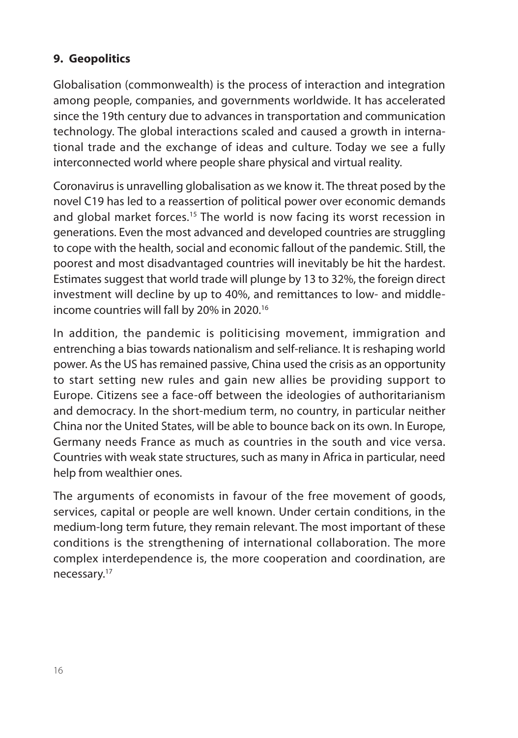## 9. Geopolitics

Globalisation (commonwealth) is the process of interaction and integration among people, companies, and governments worldwide. It has accelerated since the 19th century due to advances in transportation and communication technology. The global interactions scaled and caused a growth in international trade and the exchange of ideas and culture. Today we see a fully interconnected world where people share physical and virtual reality.

Coronavirus is unravelling globalisation as we know it. The threat posed by the novel C19 has led to a reassertion of political power over economic demands and global market forces.[15] The world is now facing its worst recession in generations. Even the most advanced and developed countries are struggling to cope with the health, social and economic fallout of the pandemic. Still, the poorest and most disadvantaged countries will inevitably be hit the hardest. Estimates suggest that world trade will plunge by 13 to 32%, the foreign direct investment will decline by up to 40%, and remittances to low- and middle-income countries will fall by 20% in 2020.[16]

In addition, the pandemic is politicising movement, immigration and entrenching a bias towards nationalism and self-reliance. It is reshaping world power. As the US has remained passive, China used the crisis as an opportunity to start setting new rules and gain new allies be providing support to Europe. Citizens see a face-off between the ideologies of authoritarianism and democracy. In the short-medium term, no country, in particular neither China nor the United States, will be able to bounce back on its own. In Europe, Germany needs France as much as countries in the south and vice versa. Countries with weak state structures, such as many in Africa in particular, need help from wealthier ones.

The arguments of economists in favour of the free movement of goods, services, capital or people are well known. Under certain conditions, in the medium-long term future, they remain relevant. The most important of these conditions is the strengthening of international collaboration. The more complex interdependence is, the more cooperation and coordination, are necessary.[17]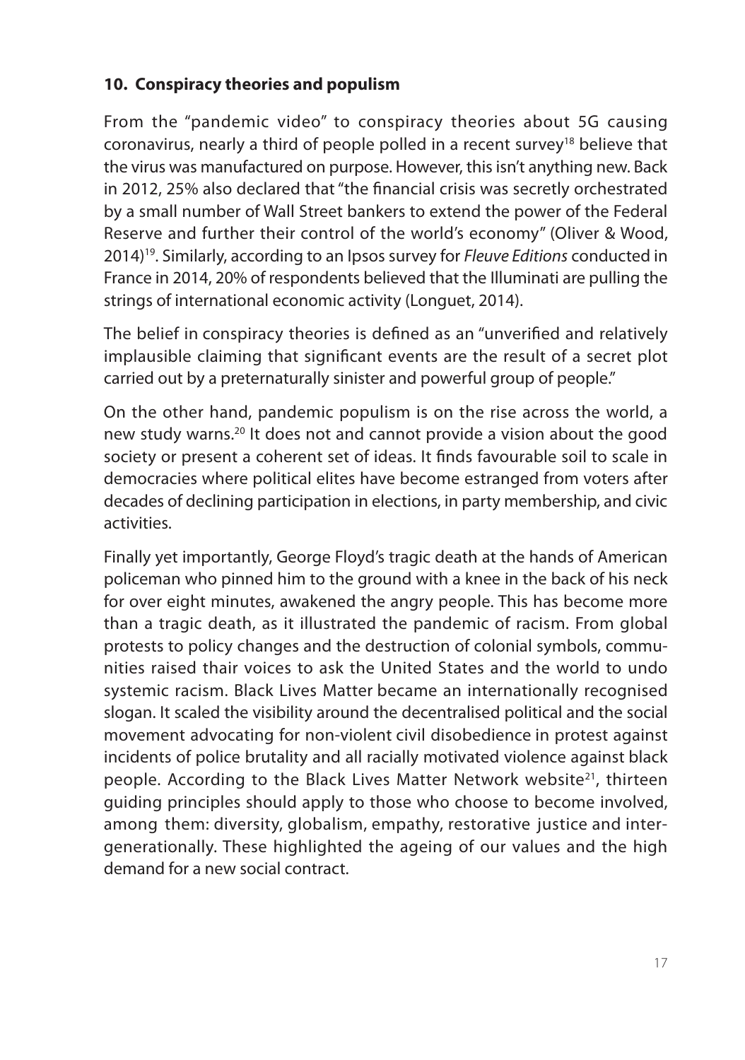### 10. Conspiracy theories and populism

From the "pandemic video" to conspiracy theories about 5G causing coronavirus, nearly a third of people polled in a recent survey[18] believe that the virus was manufactured on purpose. However, this isn't anything new. Back in 2012, 25% also declared that "the financial crisis was secretly orchestrated by a small number of Wall Street bankers to extend the power of the Federal Reserve and further their control of the world's economy" (Oliver & Wood, 2014)[19]. Similarly, according to an Ipsos survey for *Fleuve Editions* conducted in France in 2014, 20% of respondents believed that the Illuminati are pulling the strings of international economic activity (Longuet, 2014).

The belief in conspiracy theories is defined as an "unverified and relatively implausible claiming that significant events are the result of a secret plot carried out by a preternaturally sinister and powerful group of people."

On the other hand, pandemic populism is on the rise across the world, a new study warns.[20] It does not and cannot provide a vision about the good society or present a coherent set of ideas. It finds favourable soil to scale in democracies where political elites have become estranged from voters after decades of declining participation in elections, in party membership, and civic activities.

Finally yet importantly, George Floyd's tragic death at the hands of American policeman who pinned him to the ground with a knee in the back of his neck for over eight minutes, awakened the angry people. This has become more than a tragic death, as it illustrated the pandemic of racism. From global protests to policy changes and the destruction of colonial symbols, communities raised thair voices to ask the United States and the world to undo systemic racism. Black Lives Matter became an internationally recognised slogan. It scaled the visibility around the decentralised political and the social movement advocating for non-violent civil disobedience in protest against incidents of police brutality and all racially motivated violence against black people. According to the Black Lives Matter Network website[21], thirteen guiding principles should apply to those who choose to become involved, among them: diversity, globalism, empathy, restorative justice and intergenerationally. These highlighted the ageing of our values and the high demand for a new social contract.